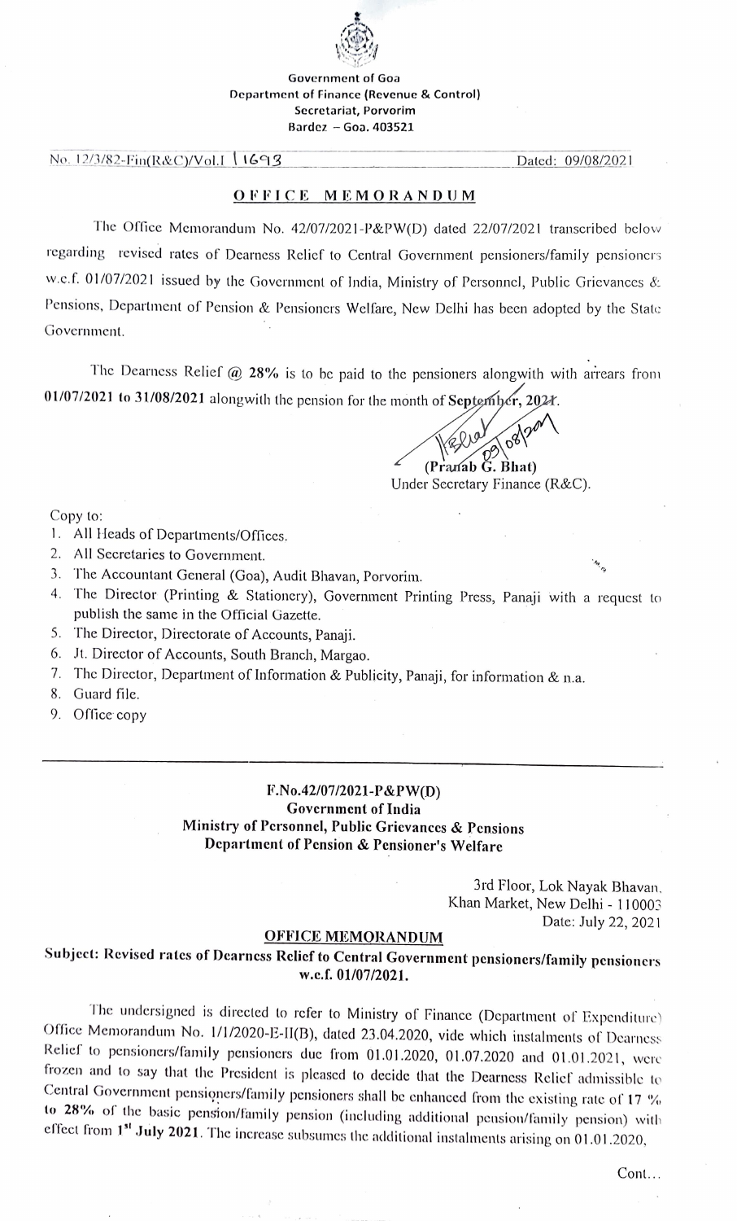Government of Goa
Department of Finance (Revenue & Control)
Secretariat, Porvorim
Bardez – Goa. 403521

No. 12/3/82-Fin(R&C)/Vol.I 1693 Dated: 09/08/2021

## OFFICE MEMORANDUM

The Office Memorandum No. 42/07/2021-P&PW(D) dated 22/07/2021 transcribed below regarding revised rates of Dearness Relief to Central Government pensioners/family pensioners w.e.f. 01/07/2021 issued by the Government of India, Ministry of Personnel, Public Grievances & Pensions, Department of Pension & Pensioners Welfare, New Delhi has been adopted by the State Government.

The Dearness Relief @ **28%** is to be paid to the pensioners alongwith with arrears from **01/07/2021 to 31/08/2021** alongwith the pension for the month of **September, 2021**.

(Pranab G. Bhat)
Under Secretary Finance (R&C).

Copy to:

1. All Heads of Departments/Offices.
2. All Secretaries to Government.
3. The Accountant General (Goa), Audit Bhavan, Porvorim.
4. The Director (Printing & Stationery), Government Printing Press, Panaji with a request to publish the same in the Official Gazette.
5. The Director, Directorate of Accounts, Panaji.
6. Jt. Director of Accounts, South Branch, Margao.
7. The Director, Department of Information & Publicity, Panaji, for information & n.a.
8. Guard file.
9. Office copy

---

**F.No.42/07/2021-P&PW(D)**
**Government of India**
**Ministry of Personnel, Public Grievances & Pensions**
**Department of Pension & Pensioner's Welfare**

3rd Floor, Lok Nayak Bhavan,
Khan Market, New Delhi - 110003
Date: July 22, 2021

## OFFICE MEMORANDUM

**Subject: Revised rates of Dearness Relief to Central Government pensioners/family pensioners w.e.f. 01/07/2021.**

The undersigned is directed to refer to Ministry of Finance (Department of Expenditure) Office Memorandum No. 1/1/2020-E-II(B), dated 23.04.2020, vide which instalments of Dearness Relief to pensioners/family pensioners due from 01.01.2020, 01.07.2020 and 01.01.2021, were frozen and to say that the President is pleased to decide that the Dearness Relief admissible to Central Government pensioners/family pensioners shall be enhanced from the existing rate of **17 % to 28%** of the basic pension/family pension (including additional pension/family pension) with effect from **1st July 2021**. The increase subsumes the additional instalments arising on 01.01.2020,

Cont...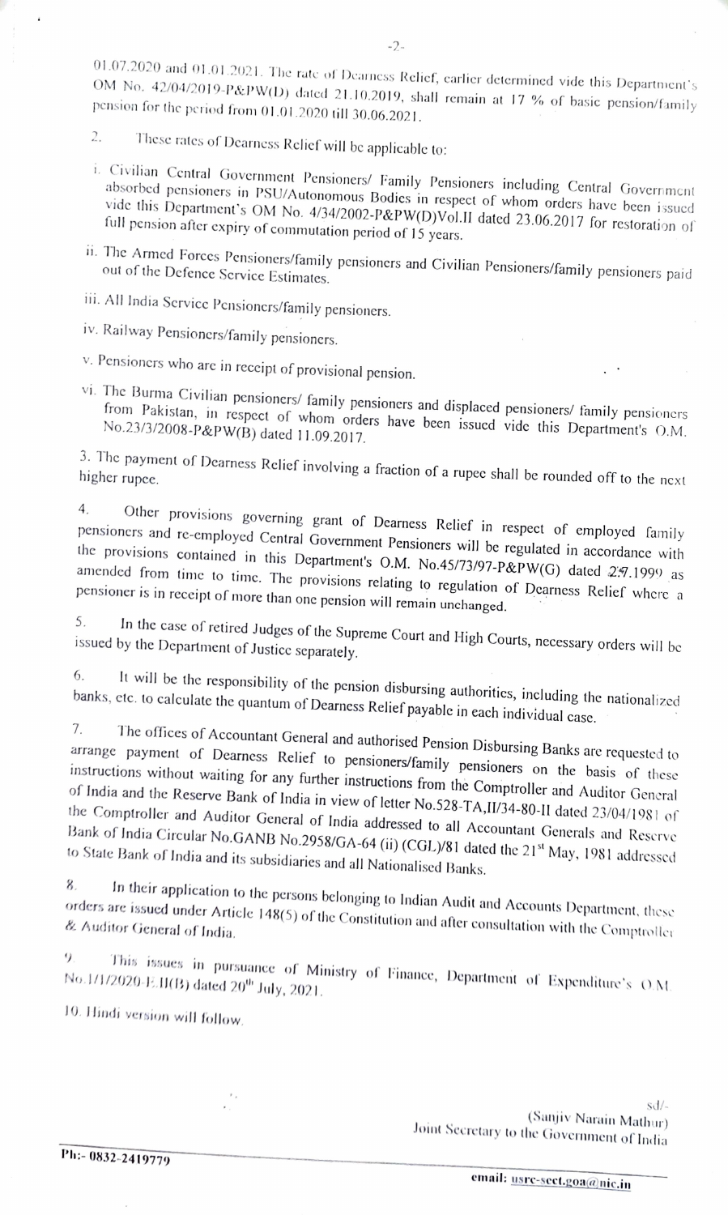01.07.2020 and 01.01.2021. The rate of Dearness Relief, earlier determined vide this Department's OM No. 42/04/2019-P&PW(D) dated 21.10.2019, shall remain at 17 % of basic pension/family pension for the period from 01.01.2020 till 30.06.2021.

2. These rates of Dearness Relief will be applicable to:

i. Civilian Central Government Pensioners/ Family Pensioners including Central Government absorbed pensioners in PSU/Autonomous Bodies in respect of whom orders have been issued vide this Department's OM No. 4/34/2002-P&PW(D)Vol.II dated 23.06.2017 for restoration of full pension after expiry of commutation period of 15 years.

ii. The Armed Forces Pensioners/family pensioners and Civilian Pensioners/family pensioners paid out of the Defence Service Estimates.

iii. All India Service Pensioners/family pensioners.

iv. Railway Pensioners/family pensioners.

v. Pensioners who are in receipt of provisional pension.

vi. The Burma Civilian pensioners/ family pensioners and displaced pensioners/ family pensioners from Pakistan, in respect of whom orders have been issued vide this Department's O.M. No.23/3/2008-P&PW(B) dated 11.09.2017.

3. The payment of Dearness Relief involving a fraction of a rupee shall be rounded off to the next higher rupee.

4. Other provisions governing grant of Dearness Relief in respect of employed family pensioners and re-employed Central Government Pensioners will be regulated in accordance with the provisions contained in this Department's O.M. No.45/73/97-P&PW(G) dated 2.7.1999 as amended from time to time. The provisions relating to regulation of Dearness Relief where a pensioner is in receipt of more than one pension will remain unchanged.

5. In the case of retired Judges of the Supreme Court and High Courts, necessary orders will be issued by the Department of Justice separately.

6. It will be the responsibility of the pension disbursing authorities, including the nationalized banks, etc. to calculate the quantum of Dearness Relief payable in each individual case.

7. The offices of Accountant General and authorised Pension Disbursing Banks are requested to arrange payment of Dearness Relief to pensioners/family pensioners on the basis of these instructions without waiting for any further instructions from the Comptroller and Auditor General of India and the Reserve Bank of India in view of letter No.528-TA,II/34-80-II dated 23/04/1981 of the Comptroller and Auditor General of India addressed to all Accountant Generals and Reserve Bank of India Circular No.GANB No.2958/GA-64 (ii) (CGL)/81 dated the 21st May, 1981 addressed to State Bank of India and its subsidiaries and all Nationalised Banks.

8. In their application to the persons belonging to Indian Audit and Accounts Department, these orders are issued under Article 148(5) of the Constitution and after consultation with the Comptroller & Auditor General of India.

9. This issues in pursuance of Ministry of Finance, Department of Expenditure's O.M. No.1/1/2020-E.II(B) dated 20th July, 2021.

10. Hindi version will follow.

sd/-
(Sanjiv Narain Mathur)
Joint Secretary to the Government of India

Ph:- 0832-2419779

email: usrc-sect.goa@nic.in